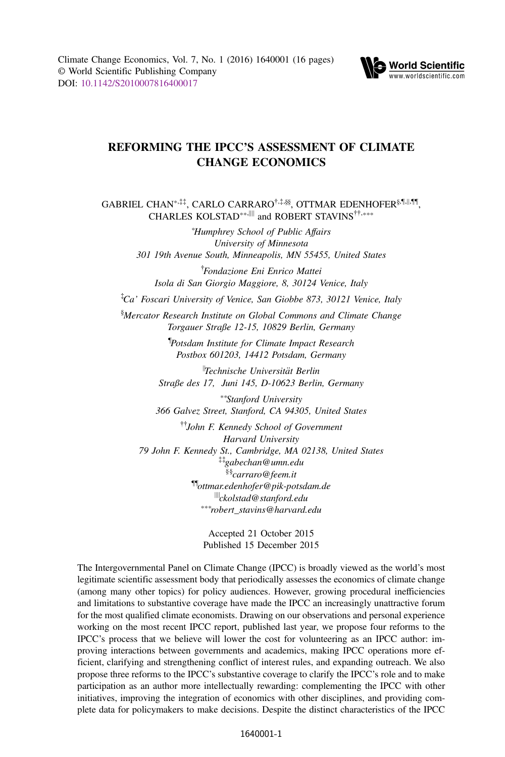Climate Change Economics, Vol. 7, No. 1 (2016) 1640001 (16 pages)
© World Scientific Publishing Company
DOI: 10.1142/S2010007816400017

# REFORMING THE IPCC'S ASSESSMENT OF CLIMATE CHANGE ECONOMICS

GABRIEL CHAN[*,‡‡], CARLO CARRARO[†,‡,§§], OTTMAR EDENHOFER[§,¶,||,¶¶], CHARLES KOLSTAD[**,||||] and ROBERT STAVINS[††,***]

[*] *Humphrey School of Public Affairs*
*University of Minnesota*
*301 19th Avenue South, Minneapolis, MN 55455, United States*

[†] *Fondazione Eni Enrico Mattei*
*Isola di San Giorgio Maggiore, 8, 30124 Venice, Italy*

[‡] *Ca' Foscari University of Venice, San Giobbe 873, 30121 Venice, Italy*

[§] *Mercator Research Institute on Global Commons and Climate Change*
*Torgauer Straße 12-15, 10829 Berlin, Germany*

[¶] *Potsdam Institute for Climate Impact Research*
*Postbox 601203, 14412 Potsdam, Germany*

[||] *Technische Universität Berlin*
*Straße des 17. Juni 145, D-10623 Berlin, Germany*

[**] *Stanford University*
*366 Galvez Street, Stanford, CA 94305, United States*

[††] *John F. Kennedy School of Government*
*Harvard University*
*79 John F. Kennedy St., Cambridge, MA 02138, United States*
[‡‡] *gabechan@umn.edu*
[§§] *carraro@feem.it*
[¶¶] *ottmar.edenhofer@pik-potsdam.de*
[||||] *ckolstad@stanford.edu*
[***] *robert_stavins@harvard.edu*

Accepted 21 October 2015
Published 15 December 2015

The Intergovernmental Panel on Climate Change (IPCC) is broadly viewed as the world's most legitimate scientific assessment body that periodically assesses the economics of climate change (among many other topics) for policy audiences. However, growing procedural inefficiencies and limitations to substantive coverage have made the IPCC an increasingly unattractive forum for the most qualified climate economists. Drawing on our observations and personal experience working on the most recent IPCC report, published last year, we propose four reforms to the IPCC's process that we believe will lower the cost for volunteering as an IPCC author: improving interactions between governments and academics, making IPCC operations more efficient, clarifying and strengthening conflict of interest rules, and expanding outreach. We also propose three reforms to the IPCC's substantive coverage to clarify the IPCC's role and to make participation as an author more intellectually rewarding: complementing the IPCC with other initiatives, improving the integration of economics with other disciplines, and providing complete data for policymakers to make decisions. Despite the distinct characteristics of the IPCC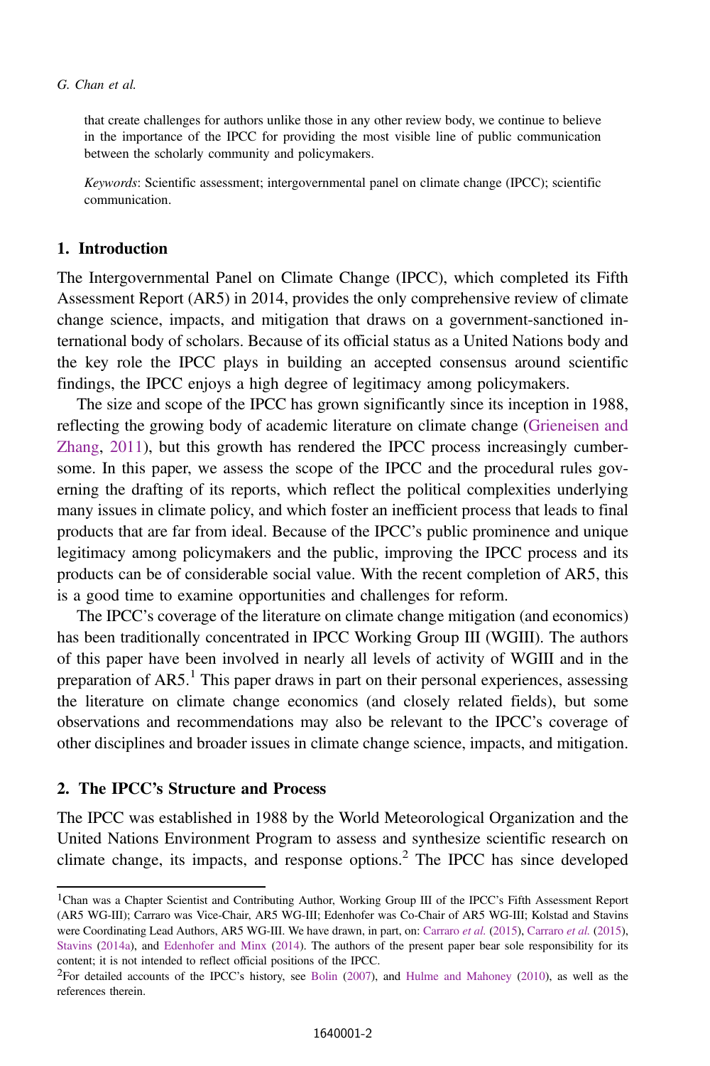that create challenges for authors unlike those in any other review body, we continue to believe in the importance of the IPCC for providing the most visible line of public communication between the scholarly community and policymakers.

*Keywords*: Scientific assessment; intergovernmental panel on climate change (IPCC); scientific communication.

## 1. Introduction

The Intergovernmental Panel on Climate Change (IPCC), which completed its Fifth Assessment Report (AR5) in 2014, provides the only comprehensive review of climate change science, impacts, and mitigation that draws on a government-sanctioned international body of scholars. Because of its official status as a United Nations body and the key role the IPCC plays in building an accepted consensus around scientific findings, the IPCC enjoys a high degree of legitimacy among policymakers.

The size and scope of the IPCC has grown significantly since its inception in 1988, reflecting the growing body of academic literature on climate change (Grieneisen and Zhang, 2011), but this growth has rendered the IPCC process increasingly cumbersome. In this paper, we assess the scope of the IPCC and the procedural rules governing the drafting of its reports, which reflect the political complexities underlying many issues in climate policy, and which foster an inefficient process that leads to final products that are far from ideal. Because of the IPCC's public prominence and unique legitimacy among policymakers and the public, improving the IPCC process and its products can be of considerable social value. With the recent completion of AR5, this is a good time to examine opportunities and challenges for reform.

The IPCC's coverage of the literature on climate change mitigation (and economics) has been traditionally concentrated in IPCC Working Group III (WGIII). The authors of this paper have been involved in nearly all levels of activity of WGIII and in the preparation of AR5.[1] This paper draws in part on their personal experiences, assessing the literature on climate change economics (and closely related fields), but some observations and recommendations may also be relevant to the IPCC's coverage of other disciplines and broader issues in climate change science, impacts, and mitigation.

## 2. The IPCC's Structure and Process

The IPCC was established in 1988 by the World Meteorological Organization and the United Nations Environment Program to assess and synthesize scientific research on climate change, its impacts, and response options.[2] The IPCC has since developed

---

[1] Chan was a Chapter Scientist and Contributing Author, Working Group III of the IPCC's Fifth Assessment Report (AR5 WG-III); Carraro was Vice-Chair, AR5 WG-III; Edenhofer was Co-Chair of AR5 WG-III; Kolstad and Stavins were Coordinating Lead Authors, AR5 WG-III. We have drawn, in part, on: Carraro *et al.* (2015), Carraro *et al.* (2015), Stavins (2014a), and Edenhofer and Minx (2014). The authors of the present paper bear sole responsibility for its content; it is not intended to reflect official positions of the IPCC.

[2] For detailed accounts of the IPCC's history, see Bolin (2007), and Hulme and Mahoney (2010), as well as the references therein.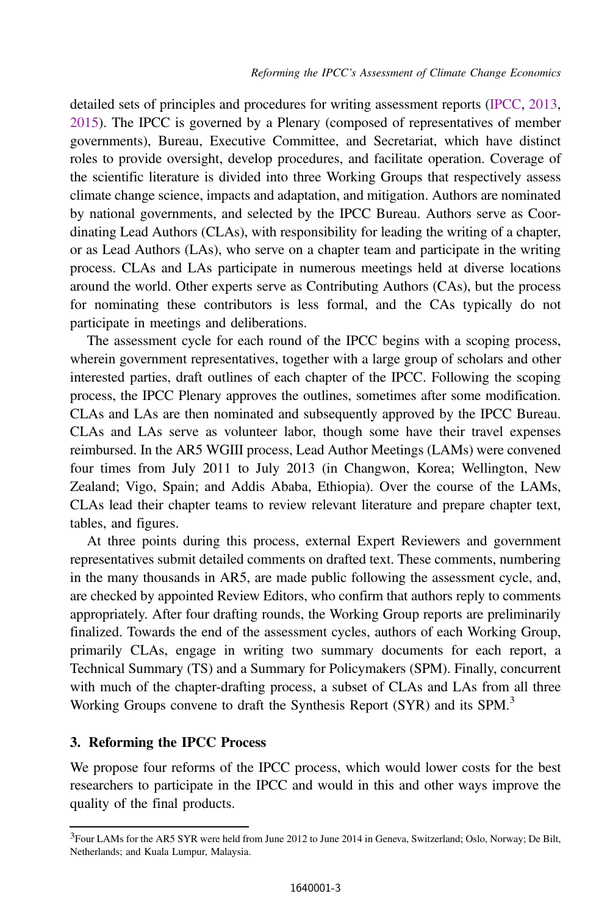detailed sets of principles and procedures for writing assessment reports (IPCC, 2013, 2015). The IPCC is governed by a Plenary (composed of representatives of member governments), Bureau, Executive Committee, and Secretariat, which have distinct roles to provide oversight, develop procedures, and facilitate operation. Coverage of the scientific literature is divided into three Working Groups that respectively assess climate change science, impacts and adaptation, and mitigation. Authors are nominated by national governments, and selected by the IPCC Bureau. Authors serve as Coordinating Lead Authors (CLAs), with responsibility for leading the writing of a chapter, or as Lead Authors (LAs), who serve on a chapter team and participate in the writing process. CLAs and LAs participate in numerous meetings held at diverse locations around the world. Other experts serve as Contributing Authors (CAs), but the process for nominating these contributors is less formal, and the CAs typically do not participate in meetings and deliberations.

The assessment cycle for each round of the IPCC begins with a scoping process, wherein government representatives, together with a large group of scholars and other interested parties, draft outlines of each chapter of the IPCC. Following the scoping process, the IPCC Plenary approves the outlines, sometimes after some modification. CLAs and LAs are then nominated and subsequently approved by the IPCC Bureau. CLAs and LAs serve as volunteer labor, though some have their travel expenses reimbursed. In the AR5 WGIII process, Lead Author Meetings (LAMs) were convened four times from July 2011 to July 2013 (in Changwon, Korea; Wellington, New Zealand; Vigo, Spain; and Addis Ababa, Ethiopia). Over the course of the LAMs, CLAs lead their chapter teams to review relevant literature and prepare chapter text, tables, and figures.

At three points during this process, external Expert Reviewers and government representatives submit detailed comments on drafted text. These comments, numbering in the many thousands in AR5, are made public following the assessment cycle, and, are checked by appointed Review Editors, who confirm that authors reply to comments appropriately. After four drafting rounds, the Working Group reports are preliminarily finalized. Towards the end of the assessment cycles, authors of each Working Group, primarily CLAs, engage in writing two summary documents for each report, a Technical Summary (TS) and a Summary for Policymakers (SPM). Finally, concurrent with much of the chapter-drafting process, a subset of CLAs and LAs from all three Working Groups convene to draft the Synthesis Report (SYR) and its SPM.[3]

## 3. Reforming the IPCC Process

We propose four reforms of the IPCC process, which would lower costs for the best researchers to participate in the IPCC and would in this and other ways improve the quality of the final products.

[3]Four LAMs for the AR5 SYR were held from June 2012 to June 2014 in Geneva, Switzerland; Oslo, Norway; De Bilt, Netherlands; and Kuala Lumpur, Malaysia.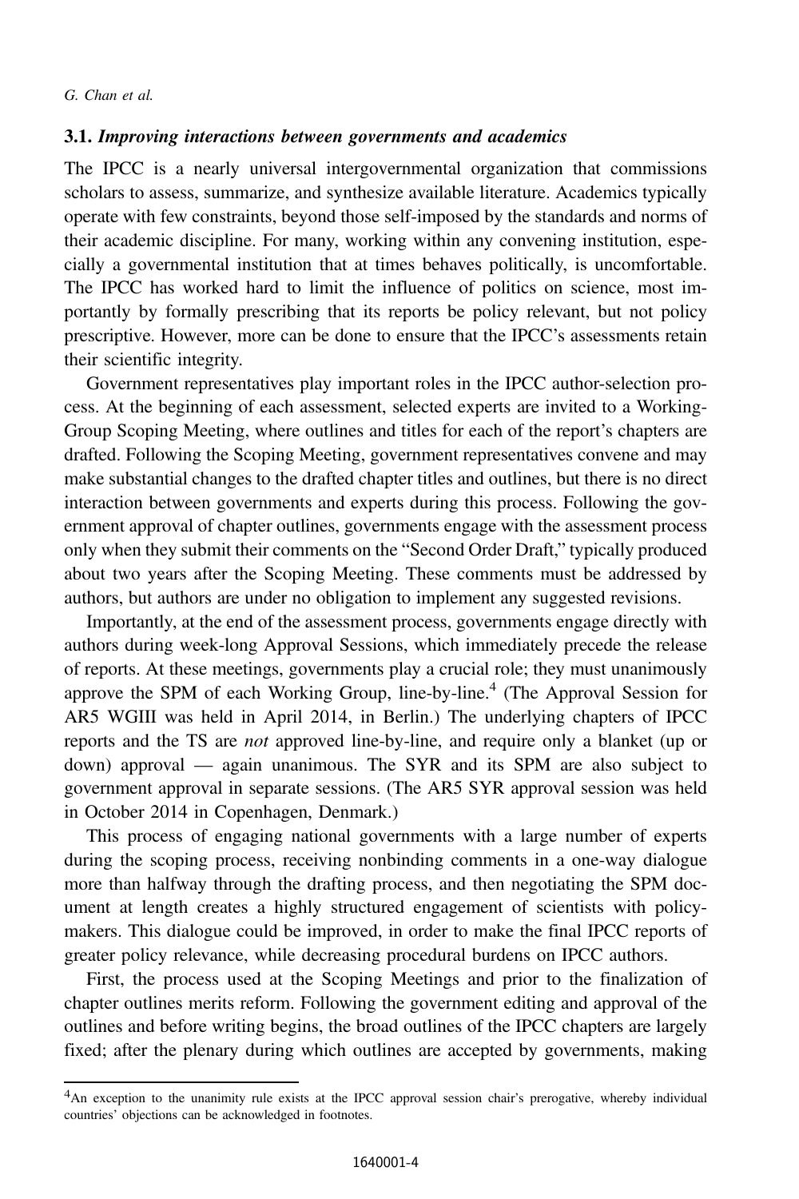### 3.1. *Improving interactions between governments and academics*

The IPCC is a nearly universal intergovernmental organization that commissions scholars to assess, summarize, and synthesize available literature. Academics typically operate with few constraints, beyond those self-imposed by the standards and norms of their academic discipline. For many, working within any convening institution, especially a governmental institution that at times behaves politically, is uncomfortable. The IPCC has worked hard to limit the influence of politics on science, most importantly by formally prescribing that its reports be policy relevant, but not policy prescriptive. However, more can be done to ensure that the IPCC's assessments retain their scientific integrity.

Government representatives play important roles in the IPCC author-selection process. At the beginning of each assessment, selected experts are invited to a Working-Group Scoping Meeting, where outlines and titles for each of the report's chapters are drafted. Following the Scoping Meeting, government representatives convene and may make substantial changes to the drafted chapter titles and outlines, but there is no direct interaction between governments and experts during this process. Following the government approval of chapter outlines, governments engage with the assessment process only when they submit their comments on the "Second Order Draft," typically produced about two years after the Scoping Meeting. These comments must be addressed by authors, but authors are under no obligation to implement any suggested revisions.

Importantly, at the end of the assessment process, governments engage directly with authors during week-long Approval Sessions, which immediately precede the release of reports. At these meetings, governments play a crucial role; they must unanimously approve the SPM of each Working Group, line-by-line.[4] (The Approval Session for AR5 WGIII was held in April 2014, in Berlin.) The underlying chapters of IPCC reports and the TS are *not* approved line-by-line, and require only a blanket (up or down) approval — again unanimous. The SYR and its SPM are also subject to government approval in separate sessions. (The AR5 SYR approval session was held in October 2014 in Copenhagen, Denmark.)

This process of engaging national governments with a large number of experts during the scoping process, receiving nonbinding comments in a one-way dialogue more than halfway through the drafting process, and then negotiating the SPM document at length creates a highly structured engagement of scientists with policymakers. This dialogue could be improved, in order to make the final IPCC reports of greater policy relevance, while decreasing procedural burdens on IPCC authors.

First, the process used at the Scoping Meetings and prior to the finalization of chapter outlines merits reform. Following the government editing and approval of the outlines and before writing begins, the broad outlines of the IPCC chapters are largely fixed; after the plenary during which outlines are accepted by governments, making

[4] An exception to the unanimity rule exists at the IPCC approval session chair's prerogative, whereby individual countries' objections can be acknowledged in footnotes.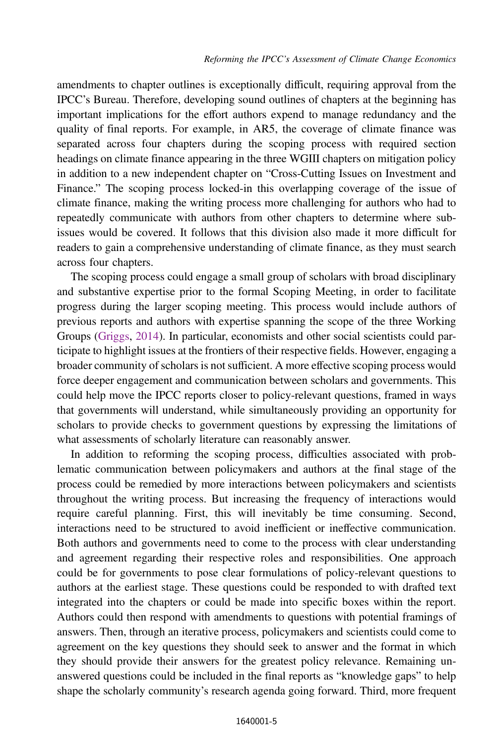amendments to chapter outlines is exceptionally difficult, requiring approval from the IPCC's Bureau. Therefore, developing sound outlines of chapters at the beginning has important implications for the effort authors expend to manage redundancy and the quality of final reports. For example, in AR5, the coverage of climate finance was separated across four chapters during the scoping process with required section headings on climate finance appearing in the three WGIII chapters on mitigation policy in addition to a new independent chapter on "Cross-Cutting Issues on Investment and Finance." The scoping process locked-in this overlapping coverage of the issue of climate finance, making the writing process more challenging for authors who had to repeatedly communicate with authors from other chapters to determine where sub-issues would be covered. It follows that this division also made it more difficult for readers to gain a comprehensive understanding of climate finance, as they must search across four chapters.

The scoping process could engage a small group of scholars with broad disciplinary and substantive expertise prior to the formal Scoping Meeting, in order to facilitate progress during the larger scoping meeting. This process would include authors of previous reports and authors with expertise spanning the scope of the three Working Groups (Griggs, 2014). In particular, economists and other social scientists could participate to highlight issues at the frontiers of their respective fields. However, engaging a broader community of scholars is not sufficient. A more effective scoping process would force deeper engagement and communication between scholars and governments. This could help move the IPCC reports closer to policy-relevant questions, framed in ways that governments will understand, while simultaneously providing an opportunity for scholars to provide checks to government questions by expressing the limitations of what assessments of scholarly literature can reasonably answer.

In addition to reforming the scoping process, difficulties associated with problematic communication between policymakers and authors at the final stage of the process could be remedied by more interactions between policymakers and scientists throughout the writing process. But increasing the frequency of interactions would require careful planning. First, this will inevitably be time consuming. Second, interactions need to be structured to avoid inefficient or ineffective communication. Both authors and governments need to come to the process with clear understanding and agreement regarding their respective roles and responsibilities. One approach could be for governments to pose clear formulations of policy-relevant questions to authors at the earliest stage. These questions could be responded to with drafted text integrated into the chapters or could be made into specific boxes within the report. Authors could then respond with amendments to questions with potential framings of answers. Then, through an iterative process, policymakers and scientists could come to agreement on the key questions they should seek to answer and the format in which they should provide their answers for the greatest policy relevance. Remaining unanswered questions could be included in the final reports as "knowledge gaps" to help shape the scholarly community's research agenda going forward. Third, more frequent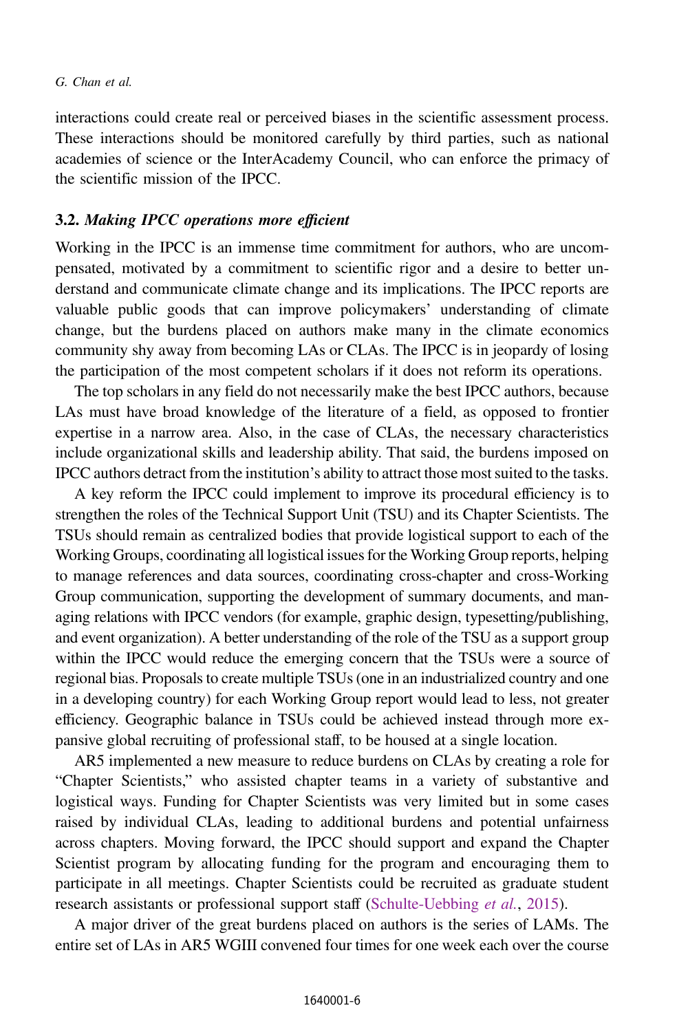interactions could create real or perceived biases in the scientific assessment process. These interactions should be monitored carefully by third parties, such as national academies of science or the InterAcademy Council, who can enforce the primacy of the scientific mission of the IPCC.

### 3.2. *Making IPCC operations more efficient*

Working in the IPCC is an immense time commitment for authors, who are uncompensated, motivated by a commitment to scientific rigor and a desire to better understand and communicate climate change and its implications. The IPCC reports are valuable public goods that can improve policymakers' understanding of climate change, but the burdens placed on authors make many in the climate economics community shy away from becoming LAs or CLAs. The IPCC is in jeopardy of losing the participation of the most competent scholars if it does not reform its operations.

The top scholars in any field do not necessarily make the best IPCC authors, because LAs must have broad knowledge of the literature of a field, as opposed to frontier expertise in a narrow area. Also, in the case of CLAs, the necessary characteristics include organizational skills and leadership ability. That said, the burdens imposed on IPCC authors detract from the institution's ability to attract those most suited to the tasks.

A key reform the IPCC could implement to improve its procedural efficiency is to strengthen the roles of the Technical Support Unit (TSU) and its Chapter Scientists. The TSUs should remain as centralized bodies that provide logistical support to each of the Working Groups, coordinating all logistical issues for the Working Group reports, helping to manage references and data sources, coordinating cross-chapter and cross-Working Group communication, supporting the development of summary documents, and managing relations with IPCC vendors (for example, graphic design, typesetting/publishing, and event organization). A better understanding of the role of the TSU as a support group within the IPCC would reduce the emerging concern that the TSUs were a source of regional bias. Proposals to create multiple TSUs (one in an industrialized country and one in a developing country) for each Working Group report would lead to less, not greater efficiency. Geographic balance in TSUs could be achieved instead through more expansive global recruiting of professional staff, to be housed at a single location.

AR5 implemented a new measure to reduce burdens on CLAs by creating a role for "Chapter Scientists," who assisted chapter teams in a variety of substantive and logistical ways. Funding for Chapter Scientists was very limited but in some cases raised by individual CLAs, leading to additional burdens and potential unfairness across chapters. Moving forward, the IPCC should support and expand the Chapter Scientist program by allocating funding for the program and encouraging them to participate in all meetings. Chapter Scientists could be recruited as graduate student research assistants or professional support staff (Schulte-Uebbing *et al.*, 2015).

A major driver of the great burdens placed on authors is the series of LAMs. The entire set of LAs in AR5 WGIII convened four times for one week each over the course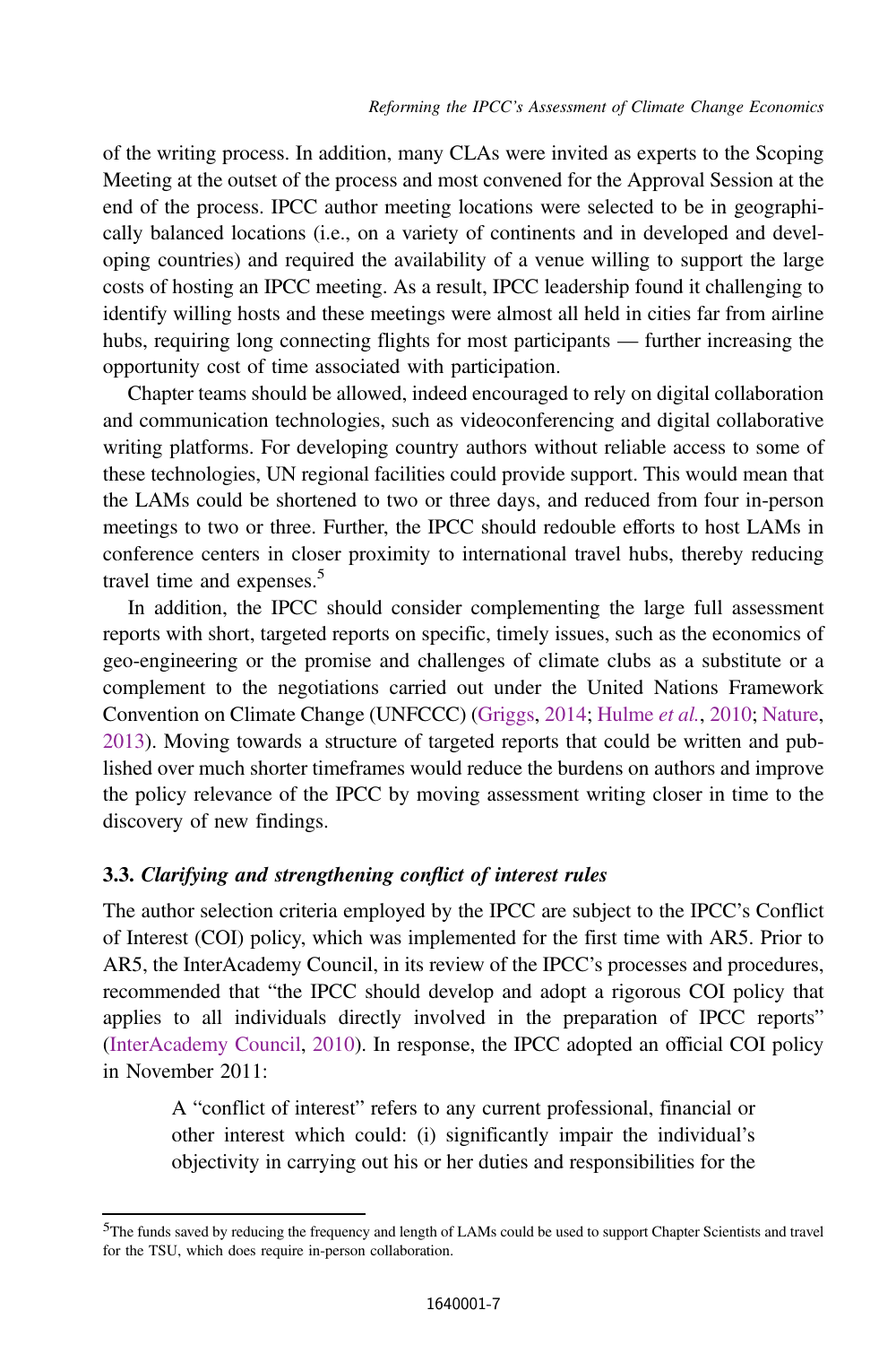of the writing process. In addition, many CLAs were invited as experts to the Scoping Meeting at the outset of the process and most convened for the Approval Session at the end of the process. IPCC author meeting locations were selected to be in geographically balanced locations (i.e., on a variety of continents and in developed and developing countries) and required the availability of a venue willing to support the large costs of hosting an IPCC meeting. As a result, IPCC leadership found it challenging to identify willing hosts and these meetings were almost all held in cities far from airline hubs, requiring long connecting flights for most participants — further increasing the opportunity cost of time associated with participation.

Chapter teams should be allowed, indeed encouraged to rely on digital collaboration and communication technologies, such as videoconferencing and digital collaborative writing platforms. For developing country authors without reliable access to some of these technologies, UN regional facilities could provide support. This would mean that the LAMs could be shortened to two or three days, and reduced from four in-person meetings to two or three. Further, the IPCC should redouble efforts to host LAMs in conference centers in closer proximity to international travel hubs, thereby reducing travel time and expenses.[5]

In addition, the IPCC should consider complementing the large full assessment reports with short, targeted reports on specific, timely issues, such as the economics of geo-engineering or the promise and challenges of climate clubs as a substitute or a complement to the negotiations carried out under the United Nations Framework Convention on Climate Change (UNFCCC) (Griggs, 2014; Hulme *et al.*, 2010; Nature, 2013). Moving towards a structure of targeted reports that could be written and published over much shorter timeframes would reduce the burdens on authors and improve the policy relevance of the IPCC by moving assessment writing closer in time to the discovery of new findings.

### 3.3. *Clarifying and strengthening conflict of interest rules*

The author selection criteria employed by the IPCC are subject to the IPCC's Conflict of Interest (COI) policy, which was implemented for the first time with AR5. Prior to AR5, the InterAcademy Council, in its review of the IPCC's processes and procedures, recommended that "the IPCC should develop and adopt a rigorous COI policy that applies to all individuals directly involved in the preparation of IPCC reports" (InterAcademy Council, 2010). In response, the IPCC adopted an official COI policy in November 2011:

> A "conflict of interest" refers to any current professional, financial or other interest which could: (i) significantly impair the individual's objectivity in carrying out his or her duties and responsibilities for the

[5] The funds saved by reducing the frequency and length of LAMs could be used to support Chapter Scientists and travel for the TSU, which does require in-person collaboration.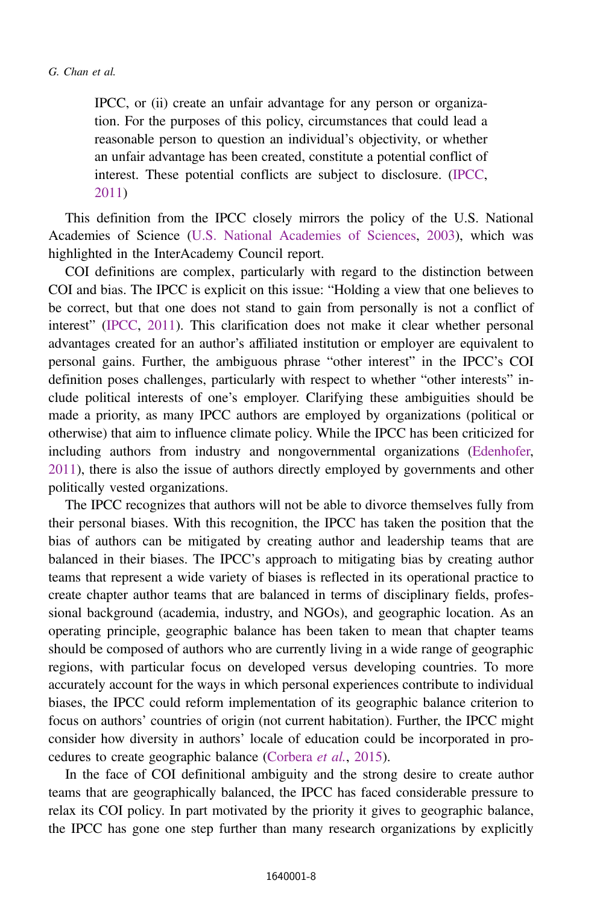> IPCC, or (ii) create an unfair advantage for any person or organization. For the purposes of this policy, circumstances that could lead a reasonable person to question an individual's objectivity, or whether an unfair advantage has been created, constitute a potential conflict of interest. These potential conflicts are subject to disclosure. (IPCC, 2011)

This definition from the IPCC closely mirrors the policy of the U.S. National Academies of Science (U.S. National Academies of Sciences, 2003), which was highlighted in the InterAcademy Council report.

COI definitions are complex, particularly with regard to the distinction between COI and bias. The IPCC is explicit on this issue: "Holding a view that one believes to be correct, but that one does not stand to gain from personally is not a conflict of interest" (IPCC, 2011). This clarification does not make it clear whether personal advantages created for an author's affiliated institution or employer are equivalent to personal gains. Further, the ambiguous phrase "other interest" in the IPCC's COI definition poses challenges, particularly with respect to whether "other interests" include political interests of one's employer. Clarifying these ambiguities should be made a priority, as many IPCC authors are employed by organizations (political or otherwise) that aim to influence climate policy. While the IPCC has been criticized for including authors from industry and nongovernmental organizations (Edenhofer, 2011), there is also the issue of authors directly employed by governments and other politically vested organizations.

The IPCC recognizes that authors will not be able to divorce themselves fully from their personal biases. With this recognition, the IPCC has taken the position that the bias of authors can be mitigated by creating author and leadership teams that are balanced in their biases. The IPCC's approach to mitigating bias by creating author teams that represent a wide variety of biases is reflected in its operational practice to create chapter author teams that are balanced in terms of disciplinary fields, professional background (academia, industry, and NGOs), and geographic location. As an operating principle, geographic balance has been taken to mean that chapter teams should be composed of authors who are currently living in a wide range of geographic regions, with particular focus on developed versus developing countries. To more accurately account for the ways in which personal experiences contribute to individual biases, the IPCC could reform implementation of its geographic balance criterion to focus on authors' countries of origin (not current habitation). Further, the IPCC might consider how diversity in authors' locale of education could be incorporated in procedures to create geographic balance (Corbera *et al.*, 2015).

In the face of COI definitional ambiguity and the strong desire to create author teams that are geographically balanced, the IPCC has faced considerable pressure to relax its COI policy. In part motivated by the priority it gives to geographic balance, the IPCC has gone one step further than many research organizations by explicitly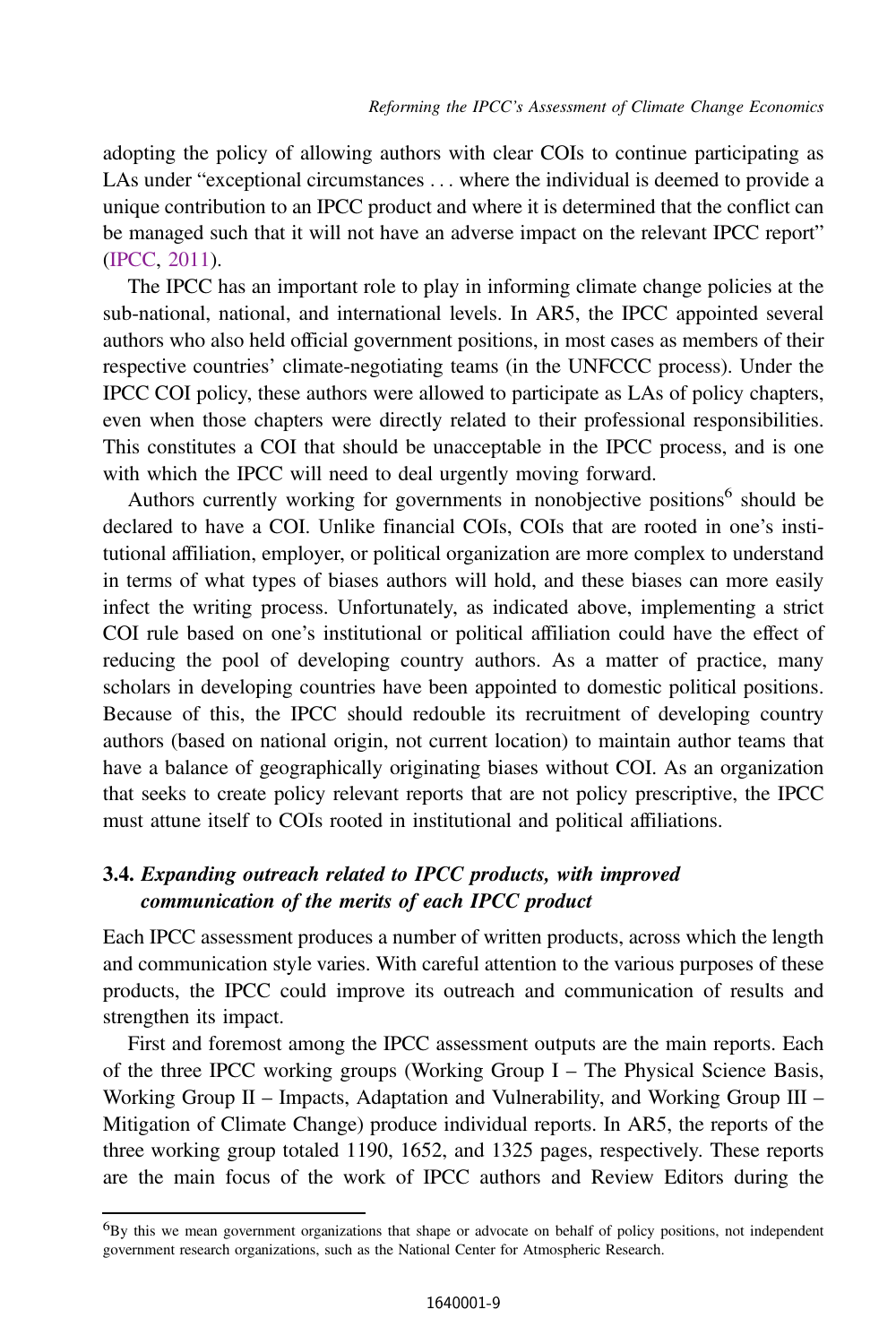adopting the policy of allowing authors with clear COIs to continue participating as LAs under "exceptional circumstances . . . where the individual is deemed to provide a unique contribution to an IPCC product and where it is determined that the conflict can be managed such that it will not have an adverse impact on the relevant IPCC report" (IPCC, 2011).

The IPCC has an important role to play in informing climate change policies at the sub-national, national, and international levels. In AR5, the IPCC appointed several authors who also held official government positions, in most cases as members of their respective countries' climate-negotiating teams (in the UNFCCC process). Under the IPCC COI policy, these authors were allowed to participate as LAs of policy chapters, even when those chapters were directly related to their professional responsibilities. This constitutes a COI that should be unacceptable in the IPCC process, and is one with which the IPCC will need to deal urgently moving forward.

Authors currently working for governments in nonobjective positions[6] should be declared to have a COI. Unlike financial COIs, COIs that are rooted in one's institutional affiliation, employer, or political organization are more complex to understand in terms of what types of biases authors will hold, and these biases can more easily infect the writing process. Unfortunately, as indicated above, implementing a strict COI rule based on one's institutional or political affiliation could have the effect of reducing the pool of developing country authors. As a matter of practice, many scholars in developing countries have been appointed to domestic political positions. Because of this, the IPCC should redouble its recruitment of developing country authors (based on national origin, not current location) to maintain author teams that have a balance of geographically originating biases without COI. As an organization that seeks to create policy relevant reports that are not policy prescriptive, the IPCC must attune itself to COIs rooted in institutional and political affiliations.

### 3.4. *Expanding outreach related to IPCC products, with improved communication of the merits of each IPCC product*

Each IPCC assessment produces a number of written products, across which the length and communication style varies. With careful attention to the various purposes of these products, the IPCC could improve its outreach and communication of results and strengthen its impact.

First and foremost among the IPCC assessment outputs are the main reports. Each of the three IPCC working groups (Working Group I – The Physical Science Basis, Working Group II – Impacts, Adaptation and Vulnerability, and Working Group III – Mitigation of Climate Change) produce individual reports. In AR5, the reports of the three working group totaled 1190, 1652, and 1325 pages, respectively. These reports are the main focus of the work of IPCC authors and Review Editors during the

[6]By this we mean government organizations that shape or advocate on behalf of policy positions, not independent government research organizations, such as the National Center for Atmospheric Research.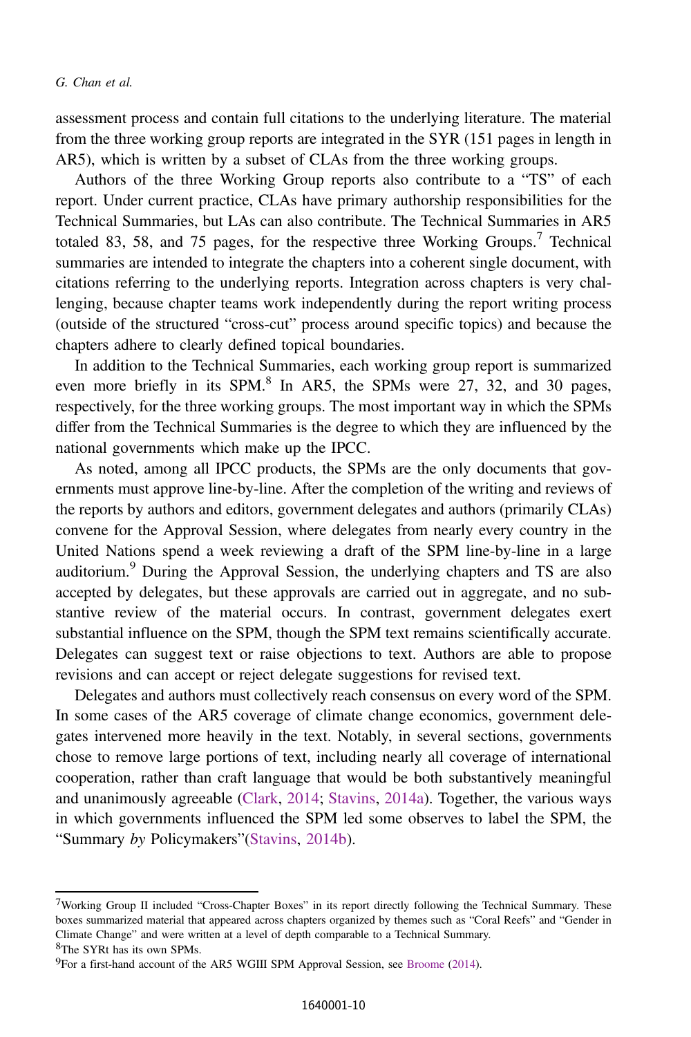assessment process and contain full citations to the underlying literature. The material from the three working group reports are integrated in the SYR (151 pages in length in AR5), which is written by a subset of CLAs from the three working groups.

Authors of the three Working Group reports also contribute to a "TS" of each report. Under current practice, CLAs have primary authorship responsibilities for the Technical Summaries, but LAs can also contribute. The Technical Summaries in AR5 totaled 83, 58, and 75 pages, for the respective three Working Groups.[7] Technical summaries are intended to integrate the chapters into a coherent single document, with citations referring to the underlying reports. Integration across chapters is very challenging, because chapter teams work independently during the report writing process (outside of the structured "cross-cut" process around specific topics) and because the chapters adhere to clearly defined topical boundaries.

In addition to the Technical Summaries, each working group report is summarized even more briefly in its SPM.[8] In AR5, the SPMs were 27, 32, and 30 pages, respectively, for the three working groups. The most important way in which the SPMs differ from the Technical Summaries is the degree to which they are influenced by the national governments which make up the IPCC.

As noted, among all IPCC products, the SPMs are the only documents that governments must approve line-by-line. After the completion of the writing and reviews of the reports by authors and editors, government delegates and authors (primarily CLAs) convene for the Approval Session, where delegates from nearly every country in the United Nations spend a week reviewing a draft of the SPM line-by-line in a large auditorium.[9] During the Approval Session, the underlying chapters and TS are also accepted by delegates, but these approvals are carried out in aggregate, and no substantive review of the material occurs. In contrast, government delegates exert substantial influence on the SPM, though the SPM text remains scientifically accurate. Delegates can suggest text or raise objections to text. Authors are able to propose revisions and can accept or reject delegate suggestions for revised text.

Delegates and authors must collectively reach consensus on every word of the SPM. In some cases of the AR5 coverage of climate change economics, government delegates intervened more heavily in the text. Notably, in several sections, governments chose to remove large portions of text, including nearly all coverage of international cooperation, rather than craft language that would be both substantively meaningful and unanimously agreeable (Clark, 2014; Stavins, 2014a). Together, the various ways in which governments influenced the SPM led some observes to label the SPM, the "Summary *by* Policymakers"(Stavins, 2014b).

---

[7] Working Group II included "Cross-Chapter Boxes" in its report directly following the Technical Summary. These boxes summarized material that appeared across chapters organized by themes such as "Coral Reefs" and "Gender in Climate Change" and were written at a level of depth comparable to a Technical Summary.

[8] The SYRt has its own SPMs.

[9] For a first-hand account of the AR5 WGIII SPM Approval Session, see Broome (2014).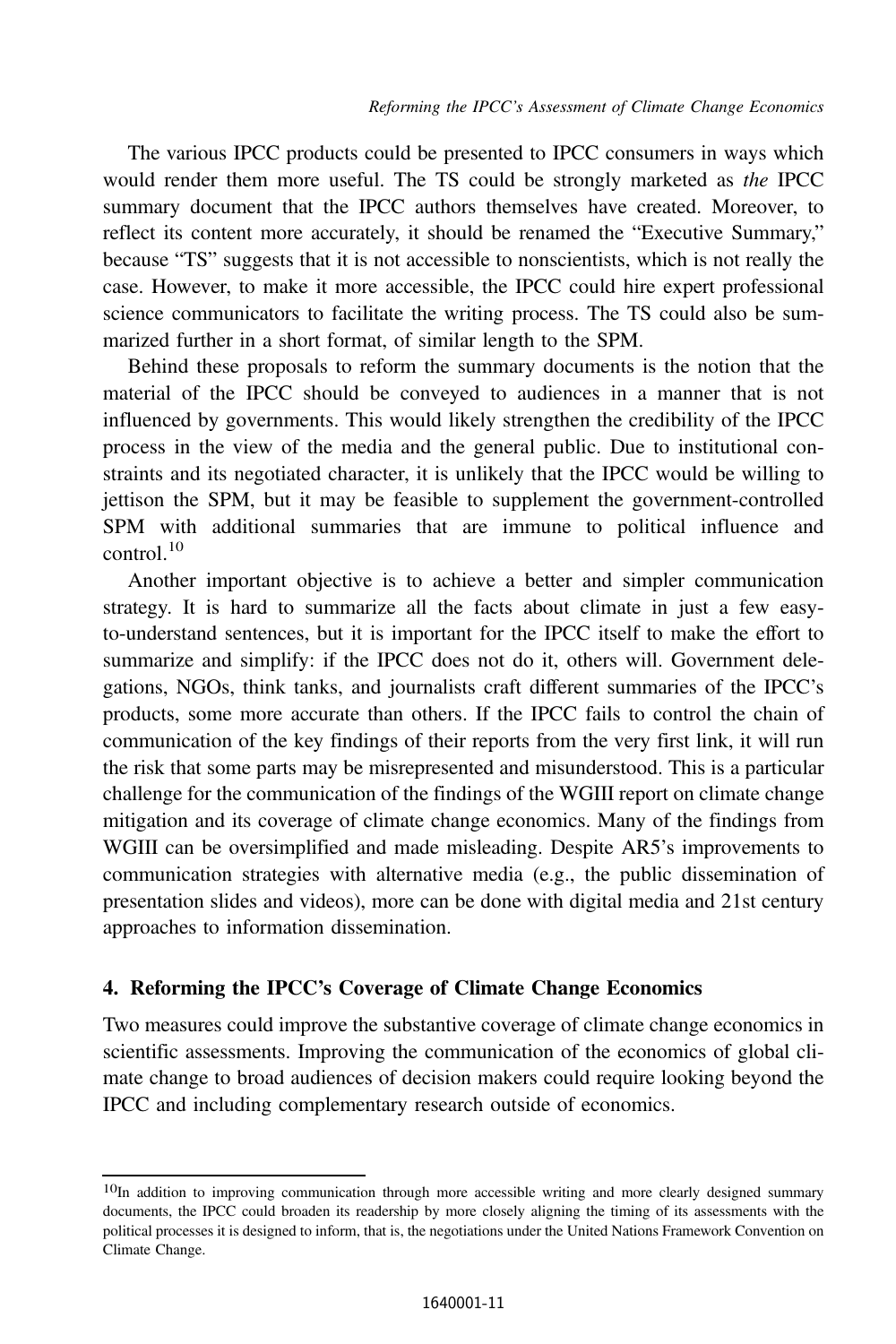The various IPCC products could be presented to IPCC consumers in ways which would render them more useful. The TS could be strongly marketed as *the* IPCC summary document that the IPCC authors themselves have created. Moreover, to reflect its content more accurately, it should be renamed the "Executive Summary," because "TS" suggests that it is not accessible to nonscientists, which is not really the case. However, to make it more accessible, the IPCC could hire expert professional science communicators to facilitate the writing process. The TS could also be summarized further in a short format, of similar length to the SPM.

Behind these proposals to reform the summary documents is the notion that the material of the IPCC should be conveyed to audiences in a manner that is not influenced by governments. This would likely strengthen the credibility of the IPCC process in the view of the media and the general public. Due to institutional constraints and its negotiated character, it is unlikely that the IPCC would be willing to jettison the SPM, but it may be feasible to supplement the government-controlled SPM with additional summaries that are immune to political influence and control.[10]

Another important objective is to achieve a better and simpler communication strategy. It is hard to summarize all the facts about climate in just a few easy-to-understand sentences, but it is important for the IPCC itself to make the effort to summarize and simplify: if the IPCC does not do it, others will. Government delegations, NGOs, think tanks, and journalists craft different summaries of the IPCC's products, some more accurate than others. If the IPCC fails to control the chain of communication of the key findings of their reports from the very first link, it will run the risk that some parts may be misrepresented and misunderstood. This is a particular challenge for the communication of the findings of the WGIII report on climate change mitigation and its coverage of climate change economics. Many of the findings from WGIII can be oversimplified and made misleading. Despite AR5's improvements to communication strategies with alternative media (e.g., the public dissemination of presentation slides and videos), more can be done with digital media and 21st century approaches to information dissemination.

## 4. Reforming the IPCC's Coverage of Climate Change Economics

Two measures could improve the substantive coverage of climate change economics in scientific assessments. Improving the communication of the economics of global climate change to broad audiences of decision makers could require looking beyond the IPCC and including complementary research outside of economics.

---

[10] In addition to improving communication through more accessible writing and more clearly designed summary documents, the IPCC could broaden its readership by more closely aligning the timing of its assessments with the political processes it is designed to inform, that is, the negotiations under the United Nations Framework Convention on Climate Change.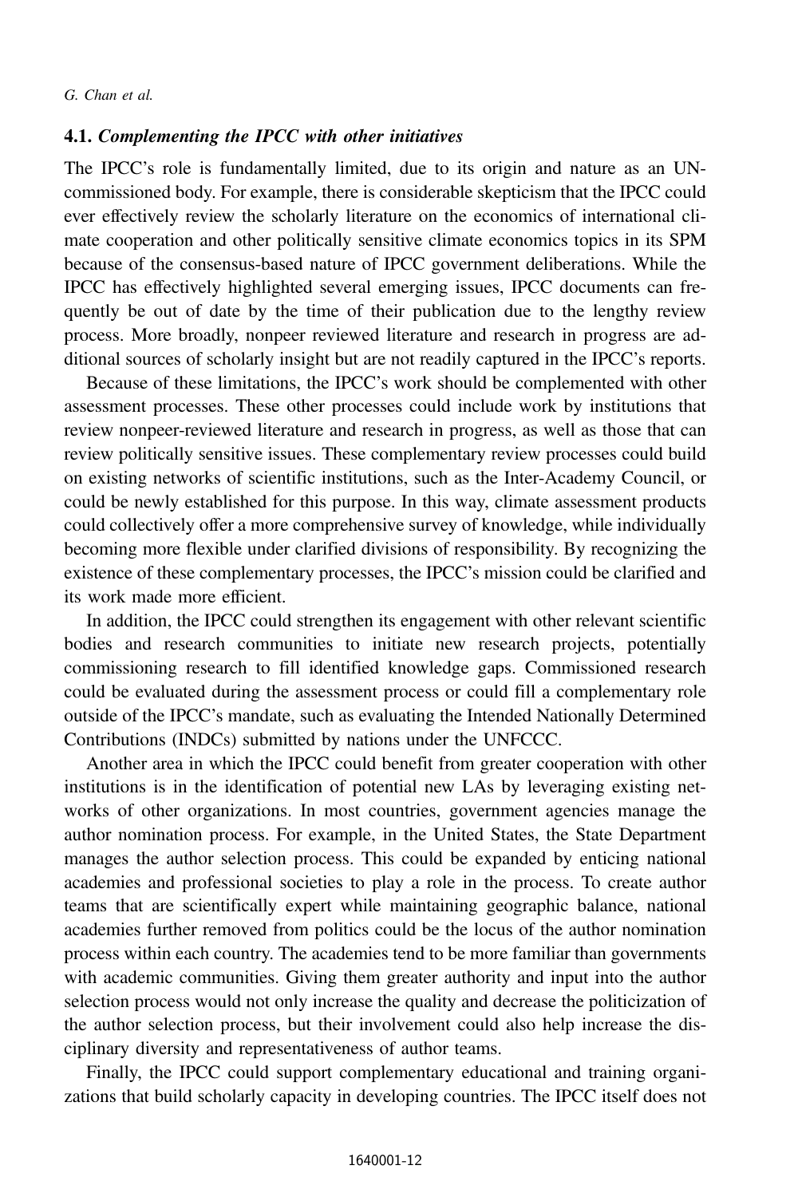### 4.1. *Complementing the IPCC with other initiatives*

The IPCC's role is fundamentally limited, due to its origin and nature as an UN-commissioned body. For example, there is considerable skepticism that the IPCC could ever effectively review the scholarly literature on the economics of international climate cooperation and other politically sensitive climate economics topics in its SPM because of the consensus-based nature of IPCC government deliberations. While the IPCC has effectively highlighted several emerging issues, IPCC documents can frequently be out of date by the time of their publication due to the lengthy review process. More broadly, nonpeer reviewed literature and research in progress are additional sources of scholarly insight but are not readily captured in the IPCC's reports.

Because of these limitations, the IPCC's work should be complemented with other assessment processes. These other processes could include work by institutions that review nonpeer-reviewed literature and research in progress, as well as those that can review politically sensitive issues. These complementary review processes could build on existing networks of scientific institutions, such as the Inter-Academy Council, or could be newly established for this purpose. In this way, climate assessment products could collectively offer a more comprehensive survey of knowledge, while individually becoming more flexible under clarified divisions of responsibility. By recognizing the existence of these complementary processes, the IPCC's mission could be clarified and its work made more efficient.

In addition, the IPCC could strengthen its engagement with other relevant scientific bodies and research communities to initiate new research projects, potentially commissioning research to fill identified knowledge gaps. Commissioned research could be evaluated during the assessment process or could fill a complementary role outside of the IPCC's mandate, such as evaluating the Intended Nationally Determined Contributions (INDCs) submitted by nations under the UNFCCC.

Another area in which the IPCC could benefit from greater cooperation with other institutions is in the identification of potential new LAs by leveraging existing networks of other organizations. In most countries, government agencies manage the author nomination process. For example, in the United States, the State Department manages the author selection process. This could be expanded by enticing national academies and professional societies to play a role in the process. To create author teams that are scientifically expert while maintaining geographic balance, national academies further removed from politics could be the locus of the author nomination process within each country. The academies tend to be more familiar than governments with academic communities. Giving them greater authority and input into the author selection process would not only increase the quality and decrease the politicization of the author selection process, but their involvement could also help increase the disciplinary diversity and representativeness of author teams.

Finally, the IPCC could support complementary educational and training organizations that build scholarly capacity in developing countries. The IPCC itself does not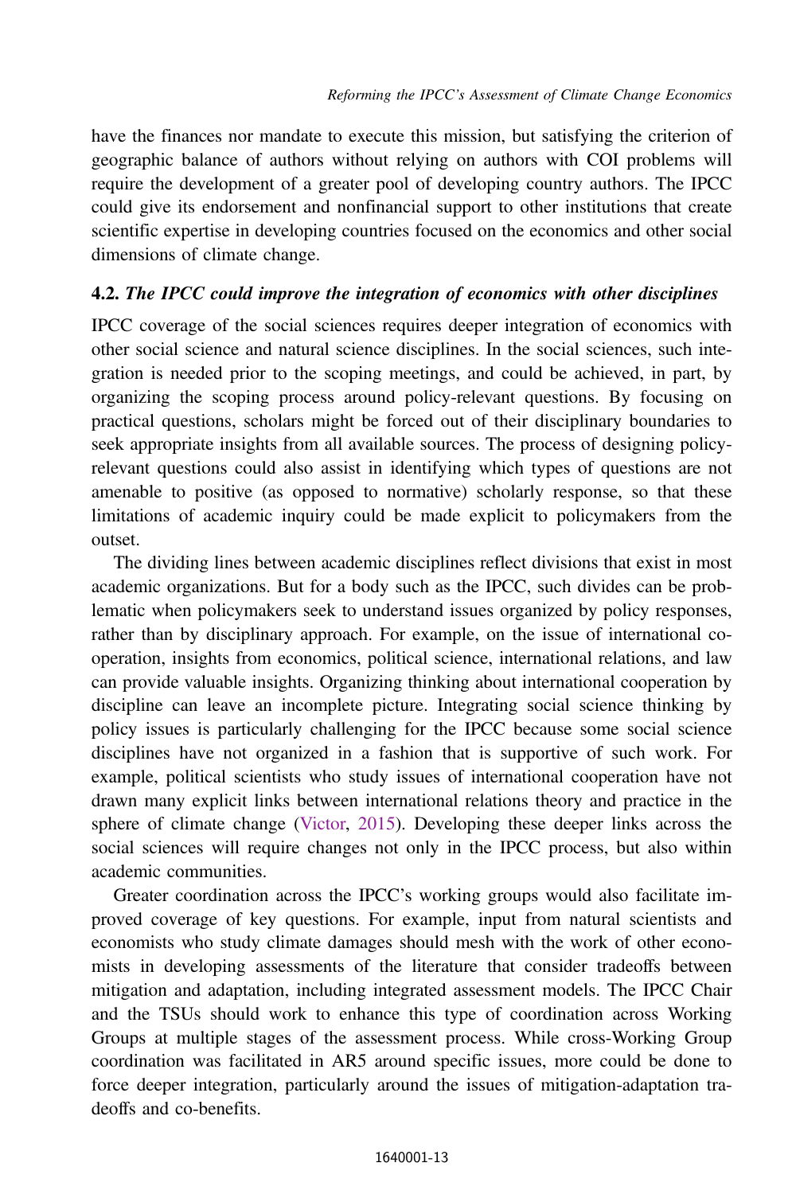have the finances nor mandate to execute this mission, but satisfying the criterion of geographic balance of authors without relying on authors with COI problems will require the development of a greater pool of developing country authors. The IPCC could give its endorsement and nonfinancial support to other institutions that create scientific expertise in developing countries focused on the economics and other social dimensions of climate change.

### 4.2. *The IPCC could improve the integration of economics with other disciplines*

IPCC coverage of the social sciences requires deeper integration of economics with other social science and natural science disciplines. In the social sciences, such integration is needed prior to the scoping meetings, and could be achieved, in part, by organizing the scoping process around policy-relevant questions. By focusing on practical questions, scholars might be forced out of their disciplinary boundaries to seek appropriate insights from all available sources. The process of designing policy-relevant questions could also assist in identifying which types of questions are not amenable to positive (as opposed to normative) scholarly response, so that these limitations of academic inquiry could be made explicit to policymakers from the outset.

The dividing lines between academic disciplines reflect divisions that exist in most academic organizations. But for a body such as the IPCC, such divides can be problematic when policymakers seek to understand issues organized by policy responses, rather than by disciplinary approach. For example, on the issue of international co-operation, insights from economics, political science, international relations, and law can provide valuable insights. Organizing thinking about international cooperation by discipline can leave an incomplete picture. Integrating social science thinking by policy issues is particularly challenging for the IPCC because some social science disciplines have not organized in a fashion that is supportive of such work. For example, political scientists who study issues of international cooperation have not drawn many explicit links between international relations theory and practice in the sphere of climate change (Victor, 2015). Developing these deeper links across the social sciences will require changes not only in the IPCC process, but also within academic communities.

Greater coordination across the IPCC's working groups would also facilitate improved coverage of key questions. For example, input from natural scientists and economists who study climate damages should mesh with the work of other economists in developing assessments of the literature that consider tradeoffs between mitigation and adaptation, including integrated assessment models. The IPCC Chair and the TSUs should work to enhance this type of coordination across Working Groups at multiple stages of the assessment process. While cross-Working Group coordination was facilitated in AR5 around specific issues, more could be done to force deeper integration, particularly around the issues of mitigation-adaptation tradeoffs and co-benefits.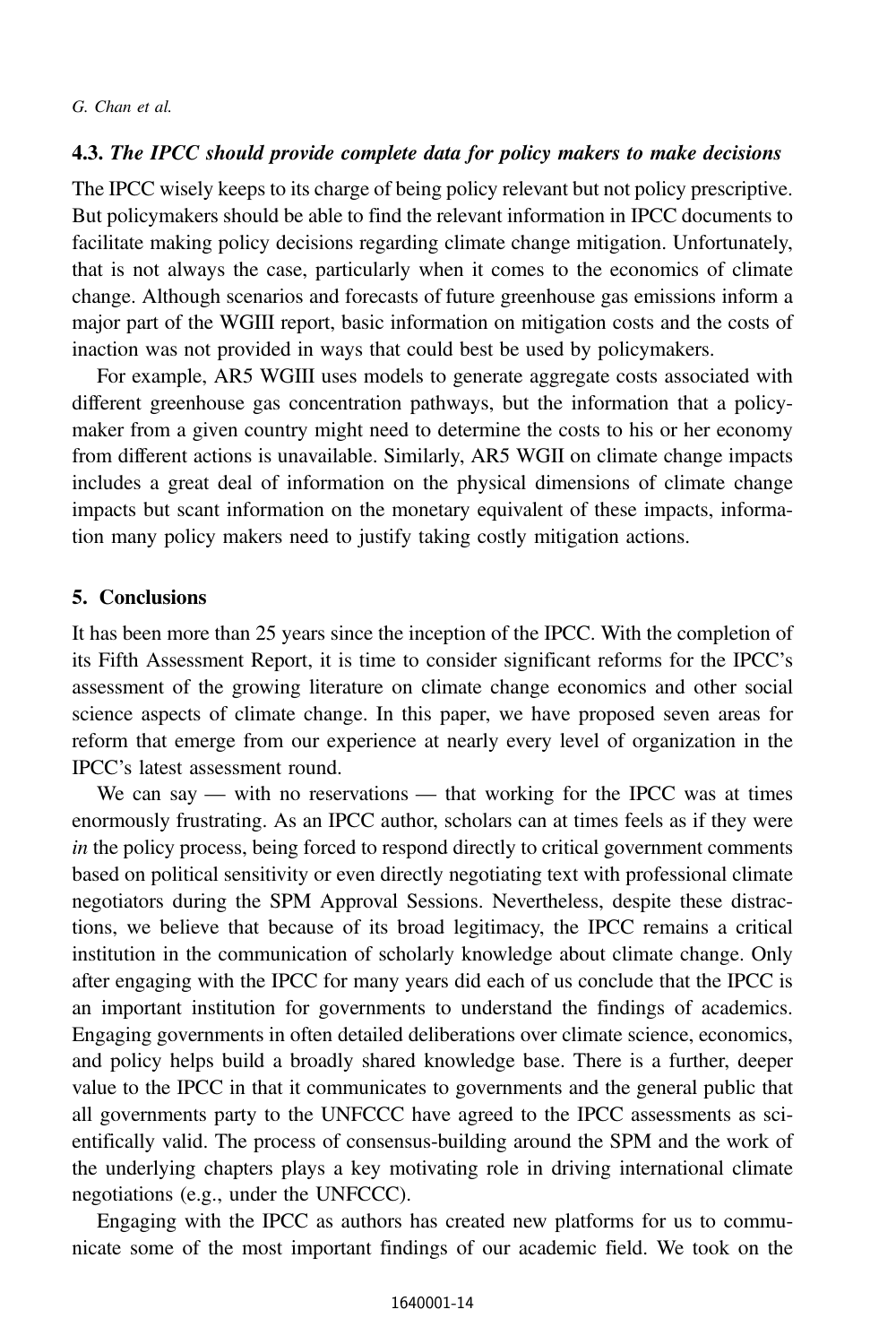### 4.3. *The IPCC should provide complete data for policy makers to make decisions*

The IPCC wisely keeps to its charge of being policy relevant but not policy prescriptive. But policymakers should be able to find the relevant information in IPCC documents to facilitate making policy decisions regarding climate change mitigation. Unfortunately, that is not always the case, particularly when it comes to the economics of climate change. Although scenarios and forecasts of future greenhouse gas emissions inform a major part of the WGIII report, basic information on mitigation costs and the costs of inaction was not provided in ways that could best be used by policymakers.

For example, AR5 WGIII uses models to generate aggregate costs associated with different greenhouse gas concentration pathways, but the information that a policymaker from a given country might need to determine the costs to his or her economy from different actions is unavailable. Similarly, AR5 WGII on climate change impacts includes a great deal of information on the physical dimensions of climate change impacts but scant information on the monetary equivalent of these impacts, information many policy makers need to justify taking costly mitigation actions.

## 5. Conclusions

It has been more than 25 years since the inception of the IPCC. With the completion of its Fifth Assessment Report, it is time to consider significant reforms for the IPCC's assessment of the growing literature on climate change economics and other social science aspects of climate change. In this paper, we have proposed seven areas for reform that emerge from our experience at nearly every level of organization in the IPCC's latest assessment round.

We can say — with no reservations — that working for the IPCC was at times enormously frustrating. As an IPCC author, scholars can at times feels as if they were *in* the policy process, being forced to respond directly to critical government comments based on political sensitivity or even directly negotiating text with professional climate negotiators during the SPM Approval Sessions. Nevertheless, despite these distractions, we believe that because of its broad legitimacy, the IPCC remains a critical institution in the communication of scholarly knowledge about climate change. Only after engaging with the IPCC for many years did each of us conclude that the IPCC is an important institution for governments to understand the findings of academics. Engaging governments in often detailed deliberations over climate science, economics, and policy helps build a broadly shared knowledge base. There is a further, deeper value to the IPCC in that it communicates to governments and the general public that all governments party to the UNFCCC have agreed to the IPCC assessments as scientifically valid. The process of consensus-building around the SPM and the work of the underlying chapters plays a key motivating role in driving international climate negotiations (e.g., under the UNFCCC).

Engaging with the IPCC as authors has created new platforms for us to communicate some of the most important findings of our academic field. We took on the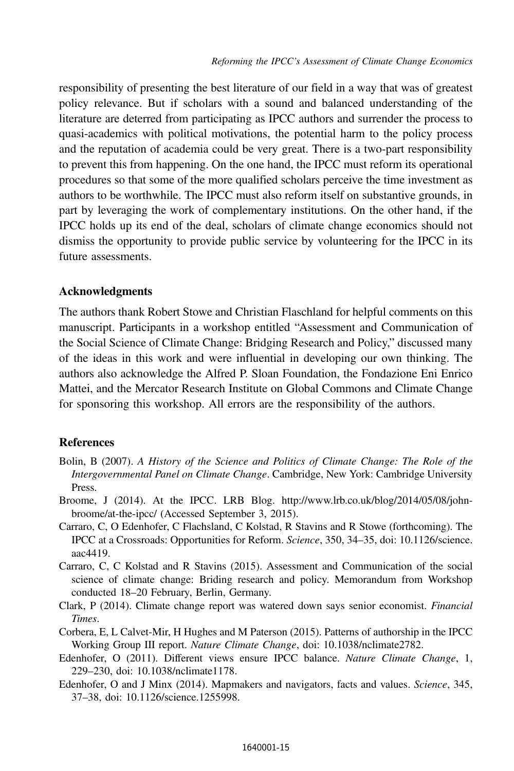responsibility of presenting the best literature of our field in a way that was of greatest policy relevance. But if scholars with a sound and balanced understanding of the literature are deterred from participating as IPCC authors and surrender the process to quasi-academics with political motivations, the potential harm to the policy process and the reputation of academia could be very great. There is a two-part responsibility to prevent this from happening. On the one hand, the IPCC must reform its operational procedures so that some of the more qualified scholars perceive the time investment as authors to be worthwhile. The IPCC must also reform itself on substantive grounds, in part by leveraging the work of complementary institutions. On the other hand, if the IPCC holds up its end of the deal, scholars of climate change economics should not dismiss the opportunity to provide public service by volunteering for the IPCC in its future assessments.

## Acknowledgments

The authors thank Robert Stowe and Christian Flaschland for helpful comments on this manuscript. Participants in a workshop entitled "Assessment and Communication of the Social Science of Climate Change: Bridging Research and Policy," discussed many of the ideas in this work and were influential in developing our own thinking. The authors also acknowledge the Alfred P. Sloan Foundation, the Fondazione Eni Enrico Mattei, and the Mercator Research Institute on Global Commons and Climate Change for sponsoring this workshop. All errors are the responsibility of the authors.

## References

Bolin, B (2007). *A History of the Science and Politics of Climate Change: The Role of the Intergovernmental Panel on Climate Change*. Cambridge, New York: Cambridge University Press.

Broome, J (2014). At the IPCC. LRB Blog. http://www.lrb.co.uk/blog/2014/05/08/john-broome/at-the-ipcc/ (Accessed September 3, 2015).

Carraro, C, O Edenhofer, C Flachsland, C Kolstad, R Stavins and R Stowe (forthcoming). The IPCC at a Crossroads: Opportunities for Reform. *Science*, 350, 34–35, doi: 10.1126/science.aac4419.

Carraro, C, C Kolstad and R Stavins (2015). Assessment and Communication of the social science of climate change: Briding research and policy. Memorandum from Workshop conducted 18–20 February, Berlin, Germany.

Clark, P (2014). Climate change report was watered down says senior economist. *Financial Times*.

Corbera, E, L Calvet-Mir, H Hughes and M Paterson (2015). Patterns of authorship in the IPCC Working Group III report. *Nature Climate Change*, doi: 10.1038/nclimate2782.

Edenhofer, O (2011). Different views ensure IPCC balance. *Nature Climate Change*, 1, 229–230, doi: 10.1038/nclimate1178.

Edenhofer, O and J Minx (2014). Mapmakers and navigators, facts and values. *Science*, 345, 37–38, doi: 10.1126/science.1255998.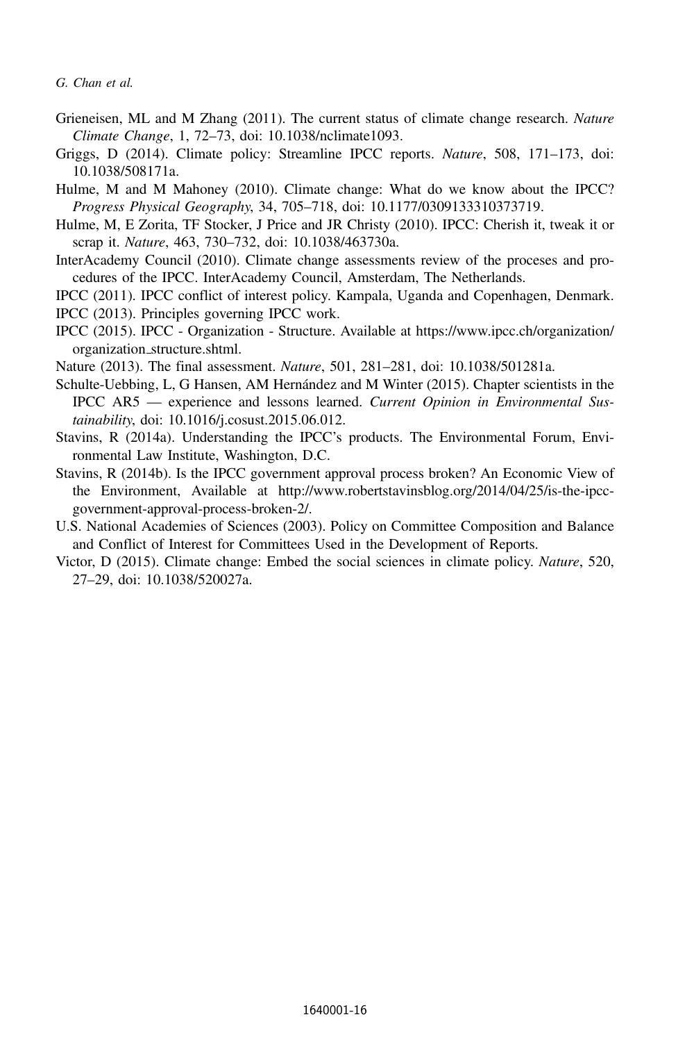Grieneisen, ML and M Zhang (2011). The current status of climate change research. *Nature Climate Change*, 1, 72–73, doi: 10.1038/nclimate1093.

Griggs, D (2014). Climate policy: Streamline IPCC reports. *Nature*, 508, 171–173, doi: 10.1038/508171a.

Hulme, M and M Mahoney (2010). Climate change: What do we know about the IPCC? *Progress Physical Geography*, 34, 705–718, doi: 10.1177/0309133310373719.

Hulme, M, E Zorita, TF Stocker, J Price and JR Christy (2010). IPCC: Cherish it, tweak it or scrap it. *Nature*, 463, 730–732, doi: 10.1038/463730a.

InterAcademy Council (2010). Climate change assessments review of the proceses and procedures of the IPCC. InterAcademy Council, Amsterdam, The Netherlands.

IPCC (2011). IPCC conflict of interest policy. Kampala, Uganda and Copenhagen, Denmark.

IPCC (2013). Principles governing IPCC work.

IPCC (2015). IPCC - Organization - Structure. Available at https://www.ipcc.ch/organization/organization_structure.shtml.

Nature (2013). The final assessment. *Nature*, 501, 281–281, doi: 10.1038/501281a.

Schulte-Uebbing, L, G Hansen, AM Hernández and M Winter (2015). Chapter scientists in the IPCC AR5 — experience and lessons learned. *Current Opinion in Environmental Sustainability*, doi: 10.1016/j.cosust.2015.06.012.

Stavins, R (2014a). Understanding the IPCC's products. The Environmental Forum, Environmental Law Institute, Washington, D.C.

Stavins, R (2014b). Is the IPCC government approval process broken? An Economic View of the Environment, Available at http://www.robertstavinsblog.org/2014/04/25/is-the-ipcc-government-approval-process-broken-2/.

U.S. National Academies of Sciences (2003). Policy on Committee Composition and Balance and Conflict of Interest for Committees Used in the Development of Reports.

Victor, D (2015). Climate change: Embed the social sciences in climate policy. *Nature*, 520, 27–29, doi: 10.1038/520027a.